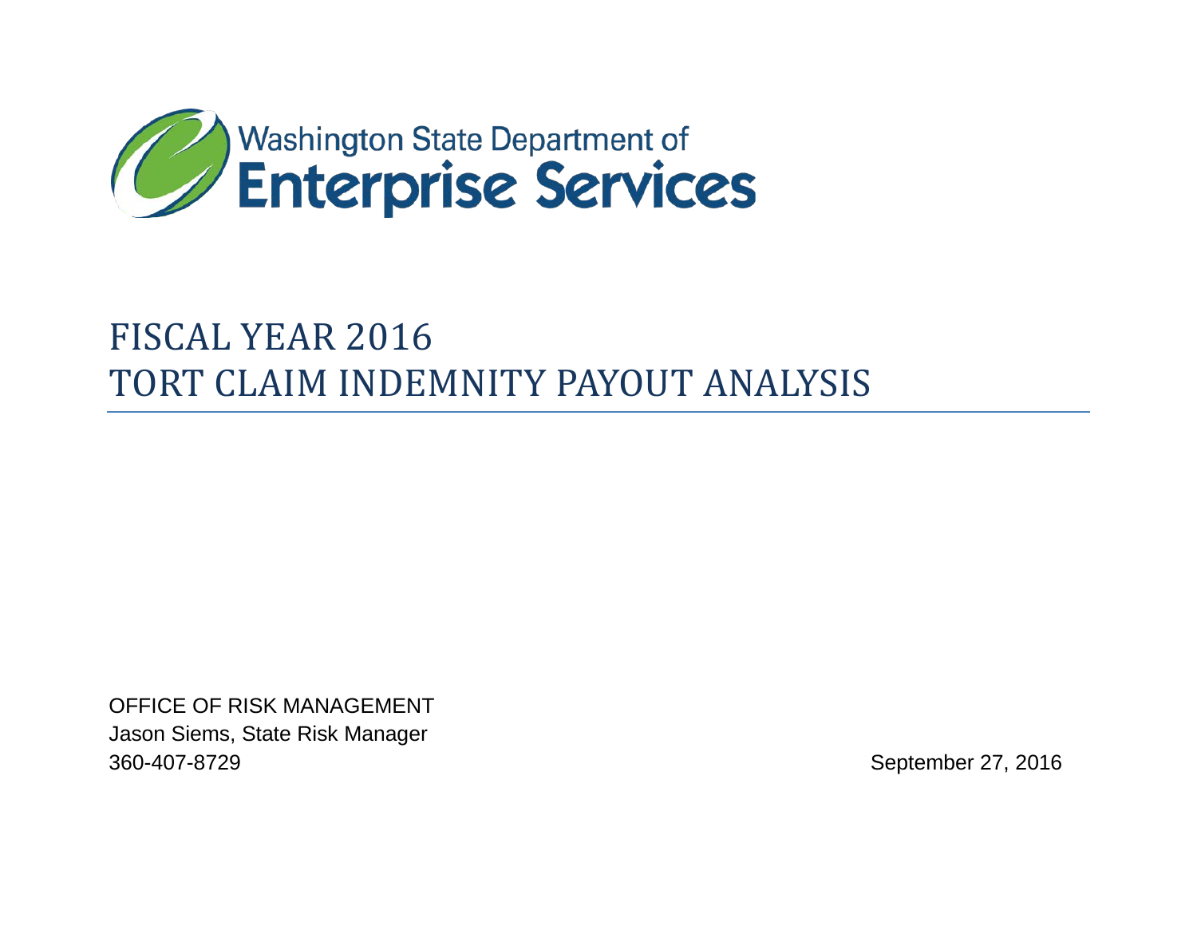Washington State Department of
**Enterprise Services**

# FISCAL YEAR 2016
# TORT CLAIM INDEMNITY PAYOUT ANALYSIS

OFFICE OF RISK MANAGEMENT
Jason Siems, State Risk Manager
360-407-8729

September 27, 2016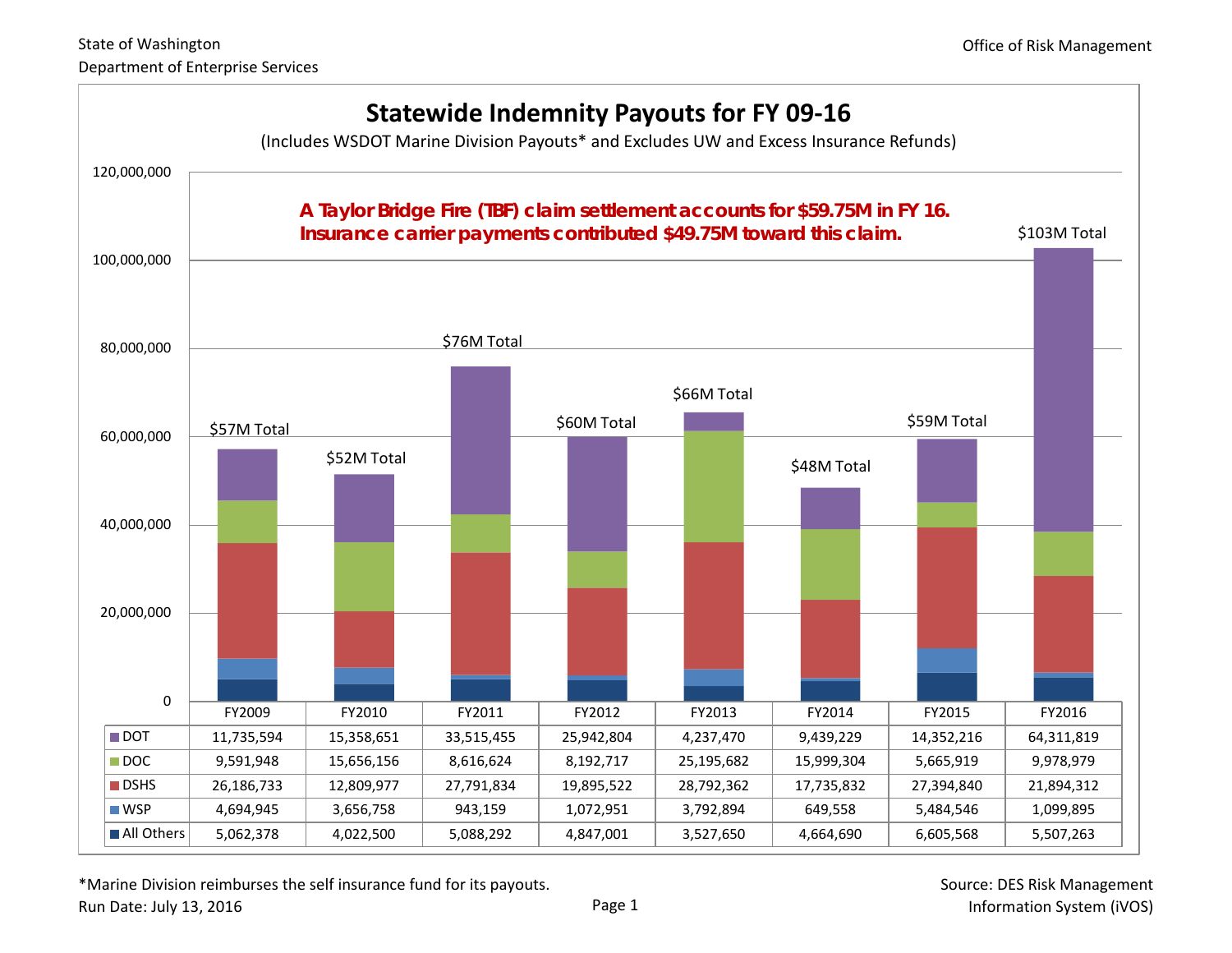State of Washington
Department of Enterprise Services

Office of Risk Management

## Statewide Indemnity Payouts for FY 09-16

(Includes WSDOT Marine Division Payouts* and Excludes UW and Excess Insurance Refunds)

**A Taylor Bridge Fire (TBF) claim settlement accounts for $59.75M in FY 16. Insurance carrier payments contributed $49.75M toward this claim.**

| | FY2009 | FY2010 | FY2011 | FY2012 | FY2013 | FY2014 | FY2015 | FY2016 |
|---|---|---|---|---|---|---|---|---|
| Total | $57M Total | $52M Total | $76M Total | $60M Total | $66M Total | $48M Total | $59M Total | $103M Total |
| DOT | 11,735,594 | 15,358,651 | 33,515,455 | 25,942,804 | 4,237,470 | 9,439,229 | 14,352,216 | 64,311,819 |
| DOC | 9,591,948 | 15,656,156 | 8,616,624 | 8,192,717 | 25,195,682 | 15,999,304 | 5,665,919 | 9,978,979 |
| DSHS | 26,186,733 | 12,809,977 | 27,791,834 | 19,895,522 | 28,792,362 | 17,735,832 | 27,394,840 | 21,894,312 |
| WSP | 4,694,945 | 3,656,758 | 943,159 | 1,072,951 | 3,792,894 | 649,558 | 5,484,546 | 1,099,895 |
| All Others | 5,062,378 | 4,022,500 | 5,088,292 | 4,847,001 | 3,527,650 | 4,664,690 | 6,605,568 | 5,507,263 |

*Marine Division reimburses the self insurance fund for its payouts.

Run Date: July 13, 2016

Source: DES Risk Management Information System (iVOS)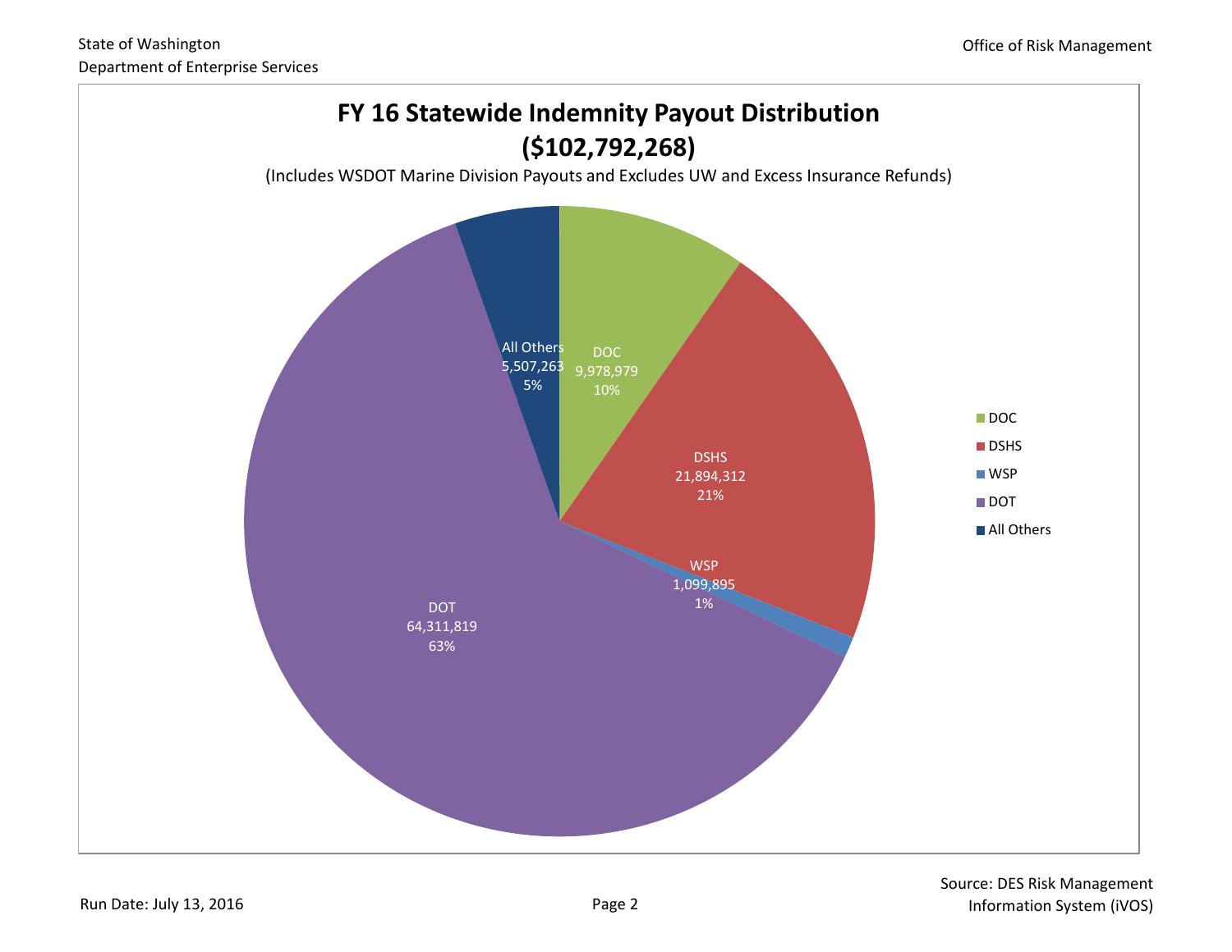# FY 16 Statewide Indemnity Payout Distribution
## ($102,792,268)

(Includes WSDOT Marine Division Payouts and Excludes UW and Excess Insurance Refunds)

| Agency | Payout | Percent |
|---|---|---|
| DOC | 9,978,979 | 10% |
| DSHS | 21,894,312 | 21% |
| WSP | 1,099,895 | 1% |
| DOT | 64,311,819 | 63% |
| All Others | 5,507,263 | 5% |

Source: DES Risk Management Information System (iVOS)

Run Date: July 13, 2016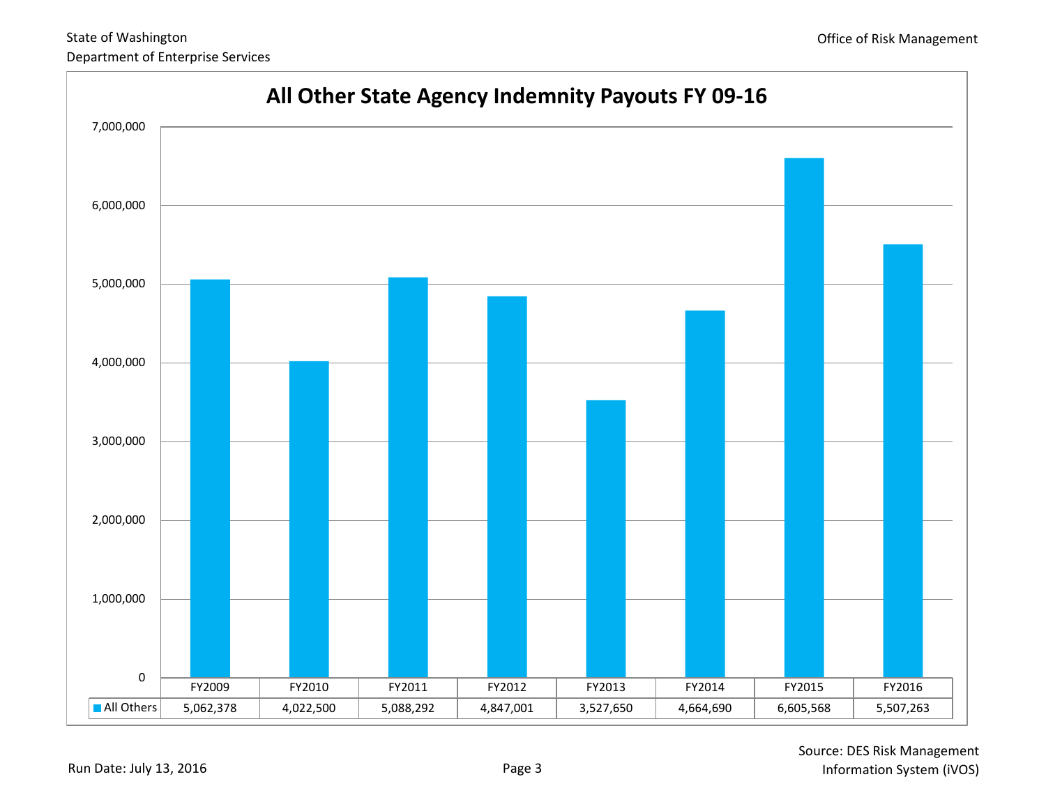State of Washington
Department of Enterprise Services

Office of Risk Management

# All Other State Agency Indemnity Payouts FY 09-16

| | FY2009 | FY2010 | FY2011 | FY2012 | FY2013 | FY2014 | FY2015 | FY2016 |
|---|---|---|---|---|---|---|---|---|
| All Others | 5,062,378 | 4,022,500 | 5,088,292 | 4,847,001 | 3,527,650 | 4,664,690 | 6,605,568 | 5,507,263 |

Run Date: July 13, 2016

Source: DES Risk Management Information System (iVOS)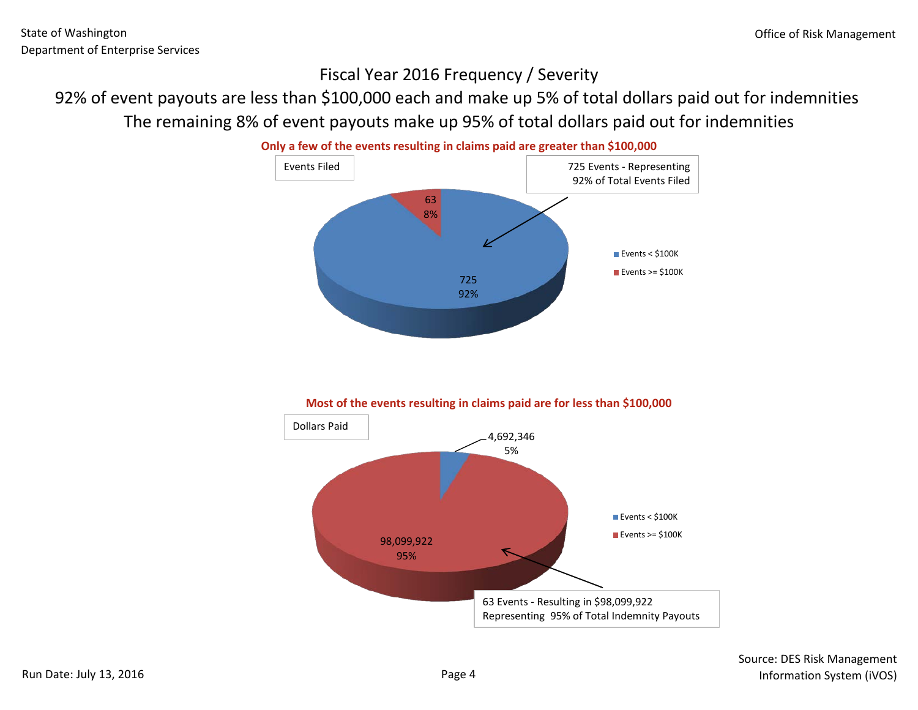State of Washington
Department of Enterprise Services

Office of Risk Management

# Fiscal Year 2016 Frequency / Severity

## 92% of event payouts are less than $100,000 each and make up 5% of total dollars paid out for indemnities

## The remaining 8% of event payouts make up 95% of total dollars paid out for indemnities

**Only a few of the events resulting in claims paid are greater than $100,000**

Events Filed

725 Events - Representing 92% of Total Events Filed

| Category | Events | Percent |
|---|---|---|
| Events < $100K | 725 | 92% |
| Events >= $100K | 63 | 8% |

**Most of the events resulting in claims paid are for less than $100,000**

Dollars Paid

63 Events - Resulting in $98,099,922 Representing 95% of Total Indemnity Payouts

| Category | Dollars Paid | Percent |
|---|---|---|
| Events < $100K | 4,692,346 | 5% |
| Events >= $100K | 98,099,922 | 95% |

Run Date: July 13, 2016

Source: DES Risk Management Information System (iVOS)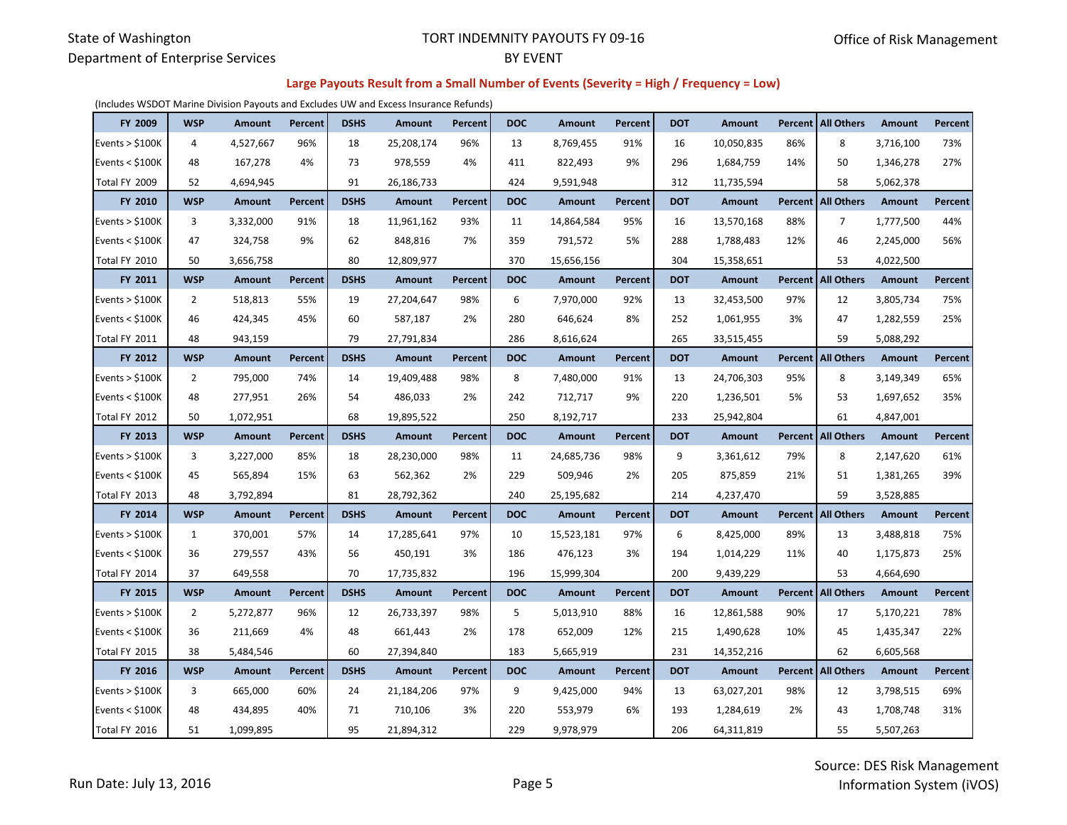State of Washington
Department of Enterprise Services

# TORT INDEMNITY PAYOUTS FY 09-16 BY EVENT

Office of Risk Management

**Large Payouts Result from a Small Number of Events (Severity = High / Frequency = Low)**

(Includes WSDOT Marine Division Payouts and Excludes UW and Excess Insurance Refunds)

| FY 2009 | WSP | Amount | Percent | DSHS | Amount | Percent | DOC | Amount | Percent | DOT | Amount | Percent | All Others | Amount | Percent |
|---|---|---|---|---|---|---|---|---|---|---|---|---|---|---|---|
| Events > $100K | 4 | 4,527,667 | 96% | 18 | 25,208,174 | 96% | 13 | 8,769,455 | 91% | 16 | 10,050,835 | 86% | 8 | 3,716,100 | 73% |
| Events < $100K | 48 | 167,278 | 4% | 73 | 978,559 | 4% | 411 | 822,493 | 9% | 296 | 1,684,759 | 14% | 50 | 1,346,278 | 27% |
| Total FY 2009 | 52 | 4,694,945 | | 91 | 26,186,733 | | 424 | 9,591,948 | | 312 | 11,735,594 | | 58 | 5,062,378 | |
| **FY 2010** | **WSP** | **Amount** | **Percent** | **DSHS** | **Amount** | **Percent** | **DOC** | **Amount** | **Percent** | **DOT** | **Amount** | **Percent** | **All Others** | **Amount** | **Percent** |
| Events > $100K | 3 | 3,332,000 | 91% | 18 | 11,961,162 | 93% | 11 | 14,864,584 | 95% | 16 | 13,570,168 | 88% | 7 | 1,777,500 | 44% |
| Events < $100K | 47 | 324,758 | 9% | 62 | 848,816 | 7% | 359 | 791,572 | 5% | 288 | 1,788,483 | 12% | 46 | 2,245,000 | 56% |
| Total FY 2010 | 50 | 3,656,758 | | 80 | 12,809,977 | | 370 | 15,656,156 | | 304 | 15,358,651 | | 53 | 4,022,500 | |
| **FY 2011** | **WSP** | **Amount** | **Percent** | **DSHS** | **Amount** | **Percent** | **DOC** | **Amount** | **Percent** | **DOT** | **Amount** | **Percent** | **All Others** | **Amount** | **Percent** |
| Events > $100K | 2 | 518,813 | 55% | 19 | 27,204,647 | 98% | 6 | 7,970,000 | 92% | 13 | 32,453,500 | 97% | 12 | 3,805,734 | 75% |
| Events < $100K | 46 | 424,345 | 45% | 60 | 587,187 | 2% | 280 | 646,624 | 8% | 252 | 1,061,955 | 3% | 47 | 1,282,559 | 25% |
| Total FY 2011 | 48 | 943,159 | | 79 | 27,791,834 | | 286 | 8,616,624 | | 265 | 33,515,455 | | 59 | 5,088,292 | |
| **FY 2012** | **WSP** | **Amount** | **Percent** | **DSHS** | **Amount** | **Percent** | **DOC** | **Amount** | **Percent** | **DOT** | **Amount** | **Percent** | **All Others** | **Amount** | **Percent** |
| Events > $100K | 2 | 795,000 | 74% | 14 | 19,409,488 | 98% | 8 | 7,480,000 | 91% | 13 | 24,706,303 | 95% | 8 | 3,149,349 | 65% |
| Events < $100K | 48 | 277,951 | 26% | 54 | 486,033 | 2% | 242 | 712,717 | 9% | 220 | 1,236,501 | 5% | 53 | 1,697,652 | 35% |
| Total FY 2012 | 50 | 1,072,951 | | 68 | 19,895,522 | | 250 | 8,192,717 | | 233 | 25,942,804 | | 61 | 4,847,001 | |
| **FY 2013** | **WSP** | **Amount** | **Percent** | **DSHS** | **Amount** | **Percent** | **DOC** | **Amount** | **Percent** | **DOT** | **Amount** | **Percent** | **All Others** | **Amount** | **Percent** |
| Events > $100K | 3 | 3,227,000 | 85% | 18 | 28,230,000 | 98% | 11 | 24,685,736 | 98% | 9 | 3,361,612 | 79% | 8 | 2,147,620 | 61% |
| Events < $100K | 45 | 565,894 | 15% | 63 | 562,362 | 2% | 229 | 509,946 | 2% | 205 | 875,859 | 21% | 51 | 1,381,265 | 39% |
| Total FY 2013 | 48 | 3,792,894 | | 81 | 28,792,362 | | 240 | 25,195,682 | | 214 | 4,237,470 | | 59 | 3,528,885 | |
| **FY 2014** | **WSP** | **Amount** | **Percent** | **DSHS** | **Amount** | **Percent** | **DOC** | **Amount** | **Percent** | **DOT** | **Amount** | **Percent** | **All Others** | **Amount** | **Percent** |
| Events > $100K | 1 | 370,001 | 57% | 14 | 17,285,641 | 97% | 10 | 15,523,181 | 97% | 6 | 8,425,000 | 89% | 13 | 3,488,818 | 75% |
| Events < $100K | 36 | 279,557 | 43% | 56 | 450,191 | 3% | 186 | 476,123 | 3% | 194 | 1,014,229 | 11% | 40 | 1,175,873 | 25% |
| Total FY 2014 | 37 | 649,558 | | 70 | 17,735,832 | | 196 | 15,999,304 | | 200 | 9,439,229 | | 53 | 4,664,690 | |
| **FY 2015** | **WSP** | **Amount** | **Percent** | **DSHS** | **Amount** | **Percent** | **DOC** | **Amount** | **Percent** | **DOT** | **Amount** | **Percent** | **All Others** | **Amount** | **Percent** |
| Events > $100K | 2 | 5,272,877 | 96% | 12 | 26,733,397 | 98% | 5 | 5,013,910 | 88% | 16 | 12,861,588 | 90% | 17 | 5,170,221 | 78% |
| Events < $100K | 36 | 211,669 | 4% | 48 | 661,443 | 2% | 178 | 652,009 | 12% | 215 | 1,490,628 | 10% | 45 | 1,435,347 | 22% |
| Total FY 2015 | 38 | 5,484,546 | | 60 | 27,394,840 | | 183 | 5,665,919 | | 231 | 14,352,216 | | 62 | 6,605,568 | |
| **FY 2016** | **WSP** | **Amount** | **Percent** | **DSHS** | **Amount** | **Percent** | **DOC** | **Amount** | **Percent** | **DOT** | **Amount** | **Percent** | **All Others** | **Amount** | **Percent** |
| Events > $100K | 3 | 665,000 | 60% | 24 | 21,184,206 | 97% | 9 | 9,425,000 | 94% | 13 | 63,027,201 | 98% | 12 | 3,798,515 | 69% |
| Events < $100K | 48 | 434,895 | 40% | 71 | 710,106 | 3% | 220 | 553,979 | 6% | 193 | 1,284,619 | 2% | 43 | 1,708,748 | 31% |
| Total FY 2016 | 51 | 1,099,895 | | 95 | 21,894,312 | | 229 | 9,978,979 | | 206 | 64,311,819 | | 55 | 5,507,263 | |

Run Date: July 13, 2016

Source: DES Risk Management Information System (iVOS)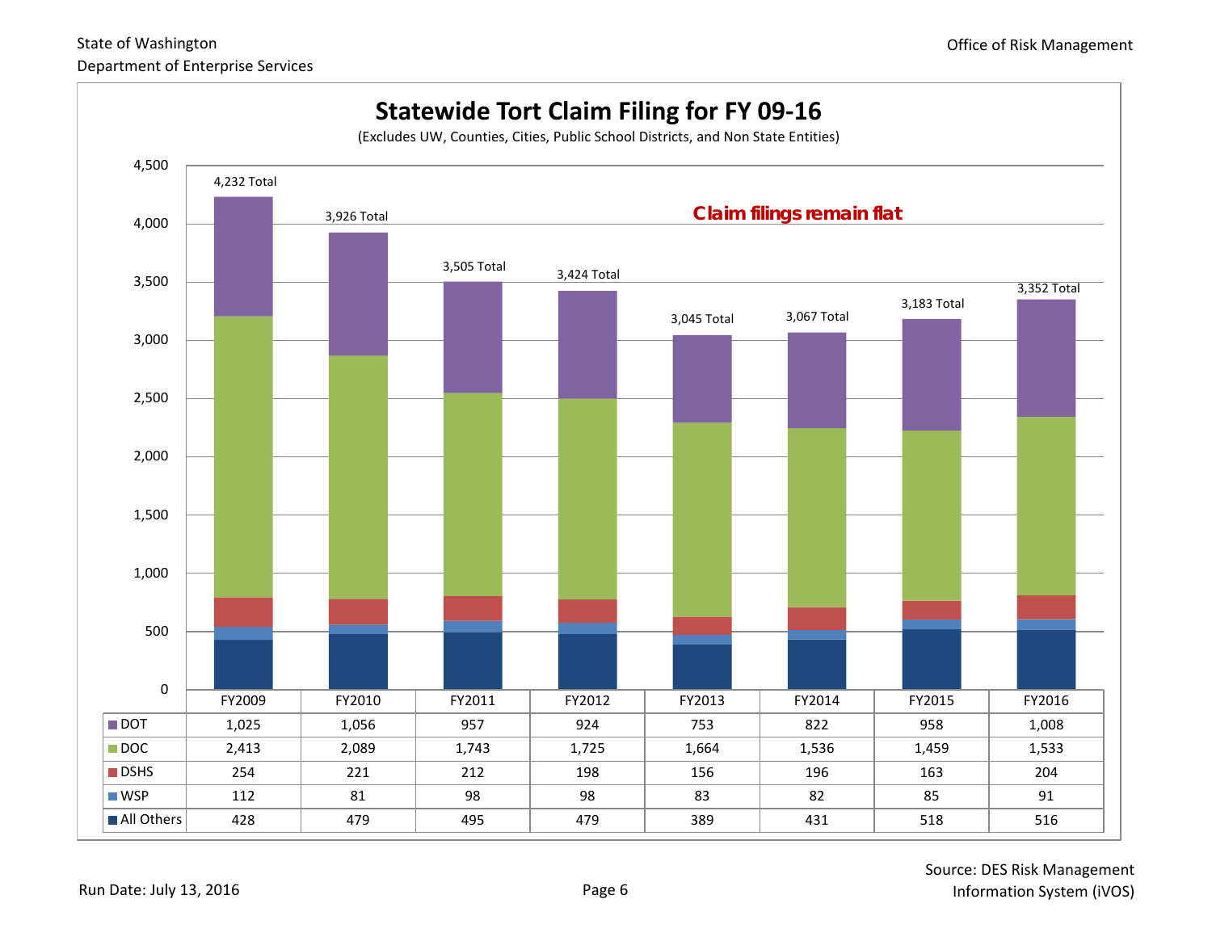State of Washington
Department of Enterprise Services

Office of Risk Management

# Statewide Tort Claim Filing for FY 09-16

(Excludes UW, Counties, Cities, Public School Districts, and Non State Entities)

**Claim filings remain flat**

| | FY2009 | FY2010 | FY2011 | FY2012 | FY2013 | FY2014 | FY2015 | FY2016 |
|---|---|---|---|---|---|---|---|---|
| DOT | 1,025 | 1,056 | 957 | 924 | 753 | 822 | 958 | 1,008 |
| DOC | 2,413 | 2,089 | 1,743 | 1,725 | 1,664 | 1,536 | 1,459 | 1,533 |
| DSHS | 254 | 221 | 212 | 198 | 156 | 196 | 163 | 204 |
| WSP | 112 | 81 | 98 | 98 | 83 | 82 | 85 | 91 |
| All Others | 428 | 479 | 495 | 479 | 389 | 431 | 518 | 516 |
| Total | 4,232 Total | 3,926 Total | 3,505 Total | 3,424 Total | 3,045 Total | 3,067 Total | 3,183 Total | 3,352 Total |

Run Date: July 13, 2016

Source: DES Risk Management Information System (iVOS)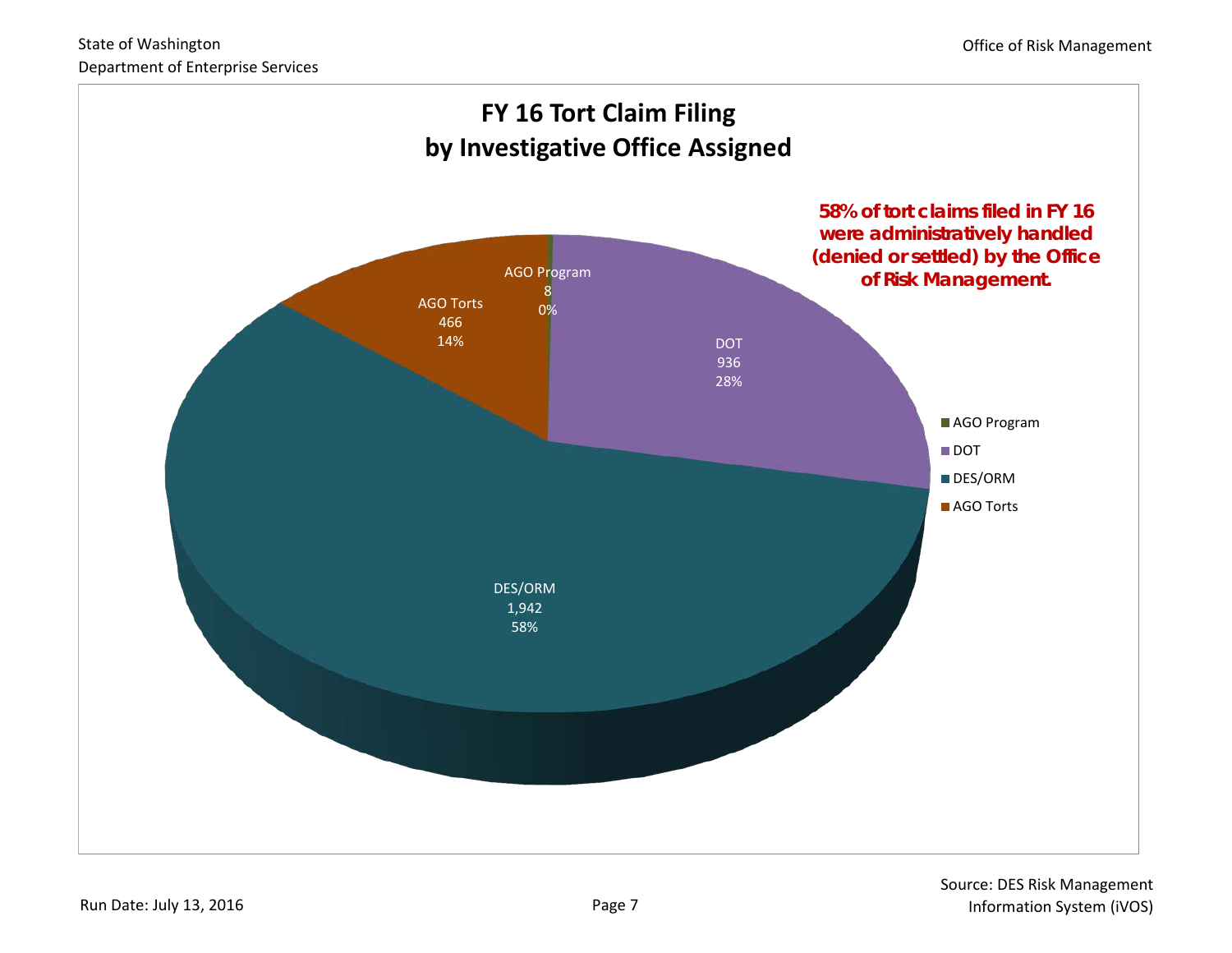# FY 16 Tort Claim Filing by Investigative Office Assigned

**58% of tort claims filed in FY 16 were administratively handled (denied or settled) by the Office of Risk Management.**

| Investigative Office | Claims | Percent |
|---|---|---|
| AGO Program | 8 | 0% |
| DOT | 936 | 28% |
| DES/ORM | 1,942 | 58% |
| AGO Torts | 466 | 14% |

Source: DES Risk Management Information System (iVOS)

Run Date: July 13, 2016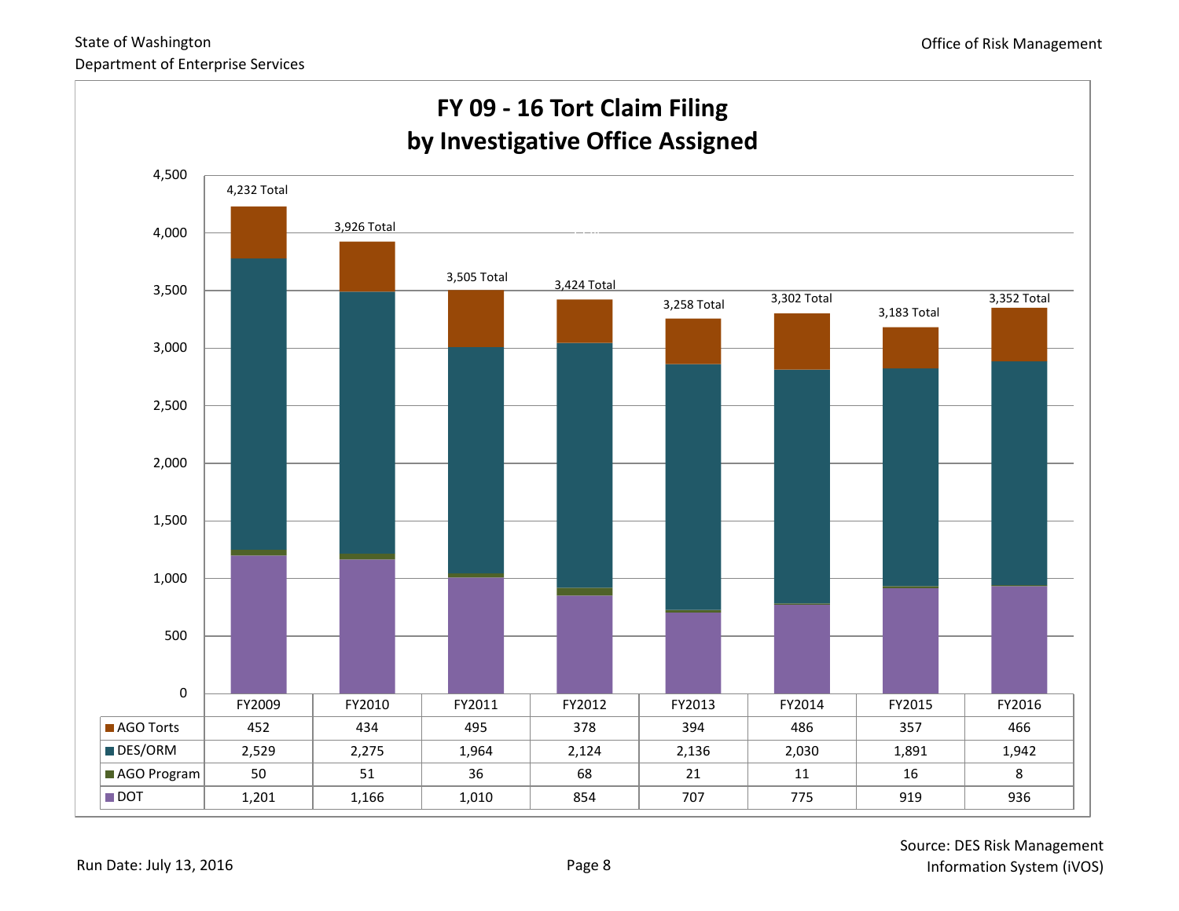State of Washington
Department of Enterprise Services

Office of Risk Management

# FY 09 - 16 Tort Claim Filing by Investigative Office Assigned

| | FY2009 | FY2010 | FY2011 | FY2012 | FY2013 | FY2014 | FY2015 | FY2016 |
|---|---|---|---|---|---|---|---|---|
| AGO Torts | 452 | 434 | 495 | 378 | 394 | 486 | 357 | 466 |
| DES/ORM | 2,529 | 2,275 | 1,964 | 2,124 | 2,136 | 2,030 | 1,891 | 1,942 |
| AGO Program | 50 | 51 | 36 | 68 | 21 | 11 | 16 | 8 |
| DOT | 1,201 | 1,166 | 1,010 | 854 | 707 | 775 | 919 | 936 |
| Total | 4,232 | 3,926 | 3,505 | 3,424 | 3,258 | 3,302 | 3,183 | 3,352 |

Run Date: July 13, 2016

Source: DES Risk Management Information System (iVOS)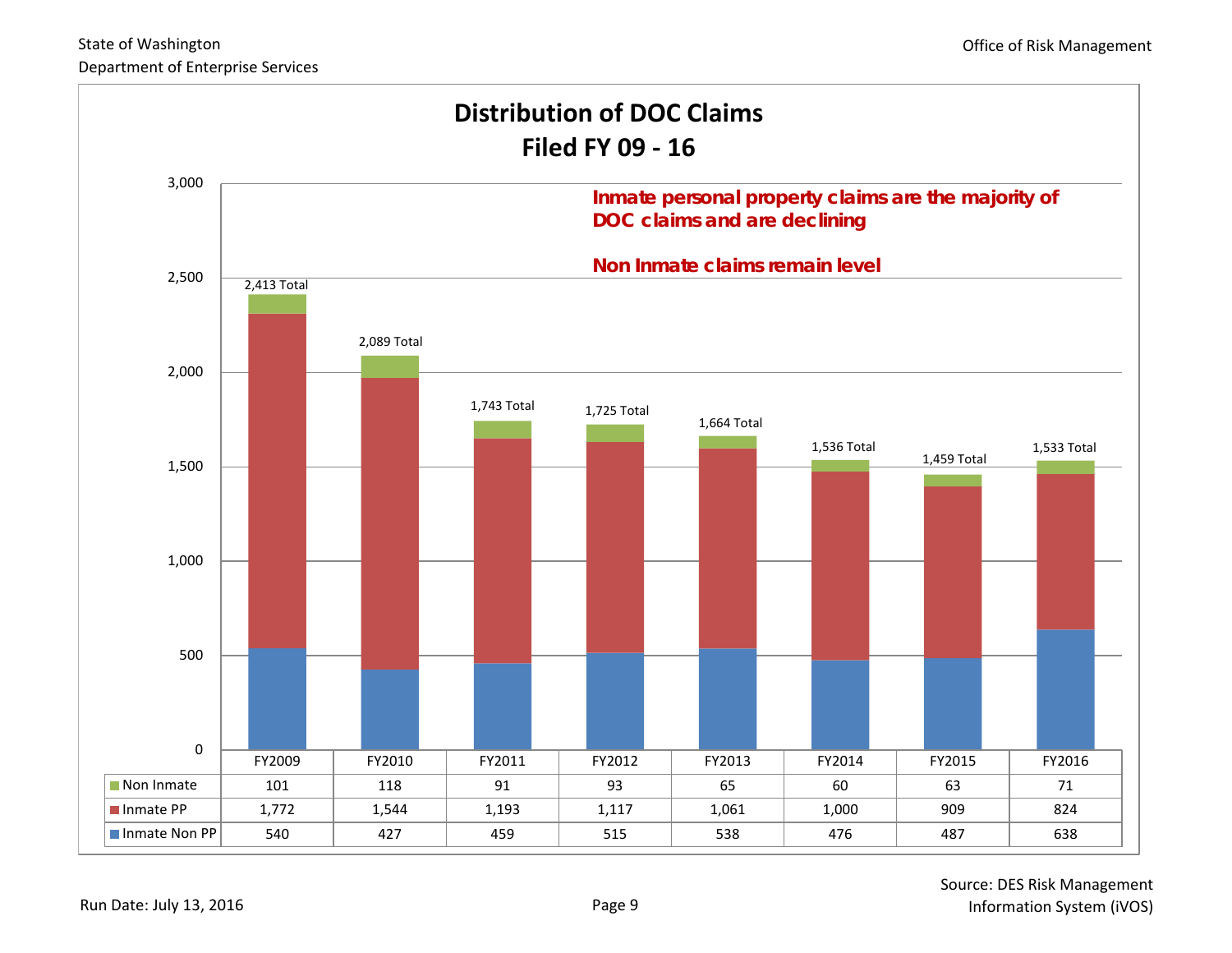State of Washington
Department of Enterprise Services

Office of Risk Management

# Distribution of DOC Claims Filed FY 09 - 16

**Inmate personal property claims are the majority of DOC claims and are declining**

**Non Inmate claims remain level**

| | FY2009 | FY2010 | FY2011 | FY2012 | FY2013 | FY2014 | FY2015 | FY2016 |
|---|---|---|---|---|---|---|---|---|
| Non Inmate | 101 | 118 | 91 | 93 | 65 | 60 | 63 | 71 |
| Inmate PP | 1,772 | 1,544 | 1,193 | 1,117 | 1,061 | 1,000 | 909 | 824 |
| Inmate Non PP | 540 | 427 | 459 | 515 | 538 | 476 | 487 | 638 |
| Total | 2,413 | 2,089 | 1,743 | 1,725 | 1,664 | 1,536 | 1,459 | 1,533 |

Run Date: July 13, 2016

Source: DES Risk Management Information System (iVOS)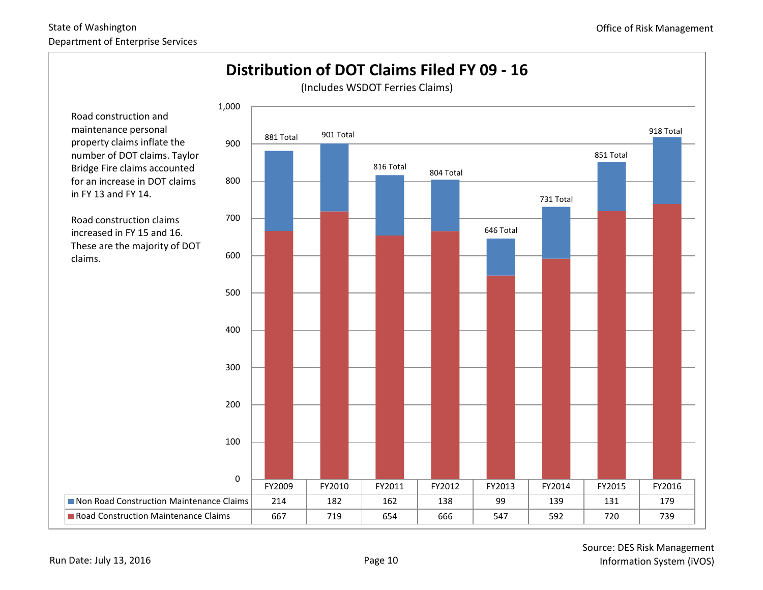# Distribution of DOT Claims Filed FY 09 - 16

(Includes WSDOT Ferries Claims)

Road construction and maintenance personal property claims inflate the number of DOT claims. Taylor Bridge Fire claims accounted for an increase in DOT claims in FY 13 and FY 14.

Road construction claims increased in FY 15 and 16. These are the majority of DOT claims.

| | FY2009 | FY2010 | FY2011 | FY2012 | FY2013 | FY2014 | FY2015 | FY2016 |
|---|---|---|---|---|---|---|---|---|
| Non Road Construction Maintenance Claims | 214 | 182 | 162 | 138 | 99 | 139 | 131 | 179 |
| Road Construction Maintenance Claims | 667 | 719 | 654 | 666 | 547 | 592 | 720 | 739 |
| Total | 881 | 901 | 816 | 804 | 646 | 731 | 851 | 918 |

Source: DES Risk Management Information System (iVOS)

Run Date: July 13, 2016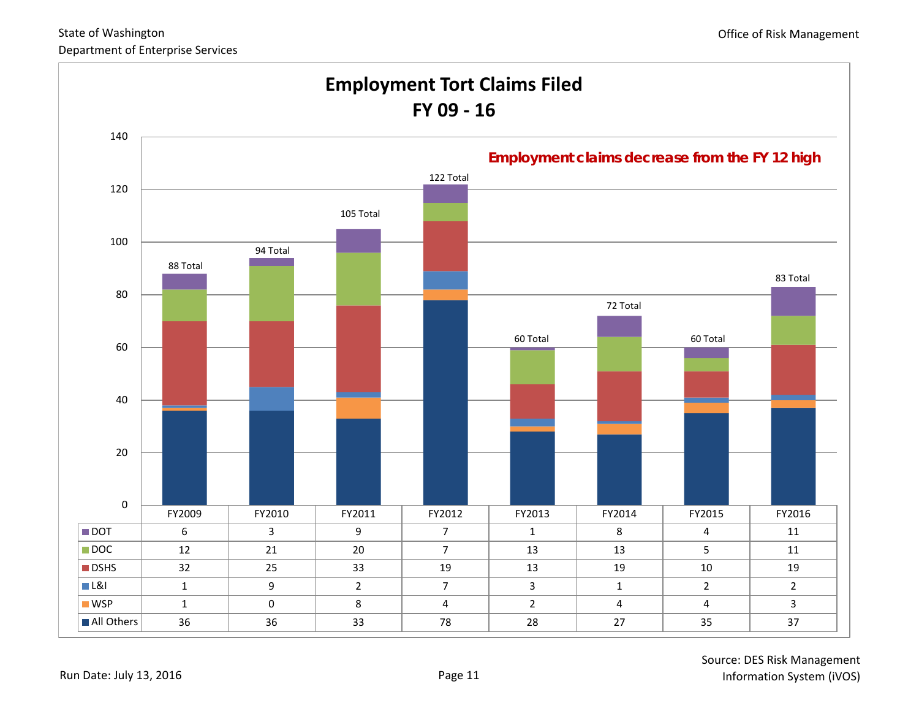# Employment Tort Claims Filed
## FY 09 - 16

**Employment claims decrease from the FY 12 high**

| | FY2009 | FY2010 | FY2011 | FY2012 | FY2013 | FY2014 | FY2015 | FY2016 |
|---|---|---|---|---|---|---|---|---|
| DOT | 6 | 3 | 9 | 7 | 1 | 8 | 4 | 11 |
| DOC | 12 | 21 | 20 | 7 | 13 | 13 | 5 | 11 |
| DSHS | 32 | 25 | 33 | 19 | 13 | 19 | 10 | 19 |
| L&I | 1 | 9 | 2 | 7 | 3 | 1 | 2 | 2 |
| WSP | 1 | 0 | 8 | 4 | 2 | 4 | 4 | 3 |
| All Others | 36 | 36 | 33 | 78 | 28 | 27 | 35 | 37 |
| Total | 88 | 94 | 105 | 122 | 60 | 72 | 60 | 83 |

Run Date: July 13, 2016

Source: DES Risk Management Information System (iVOS)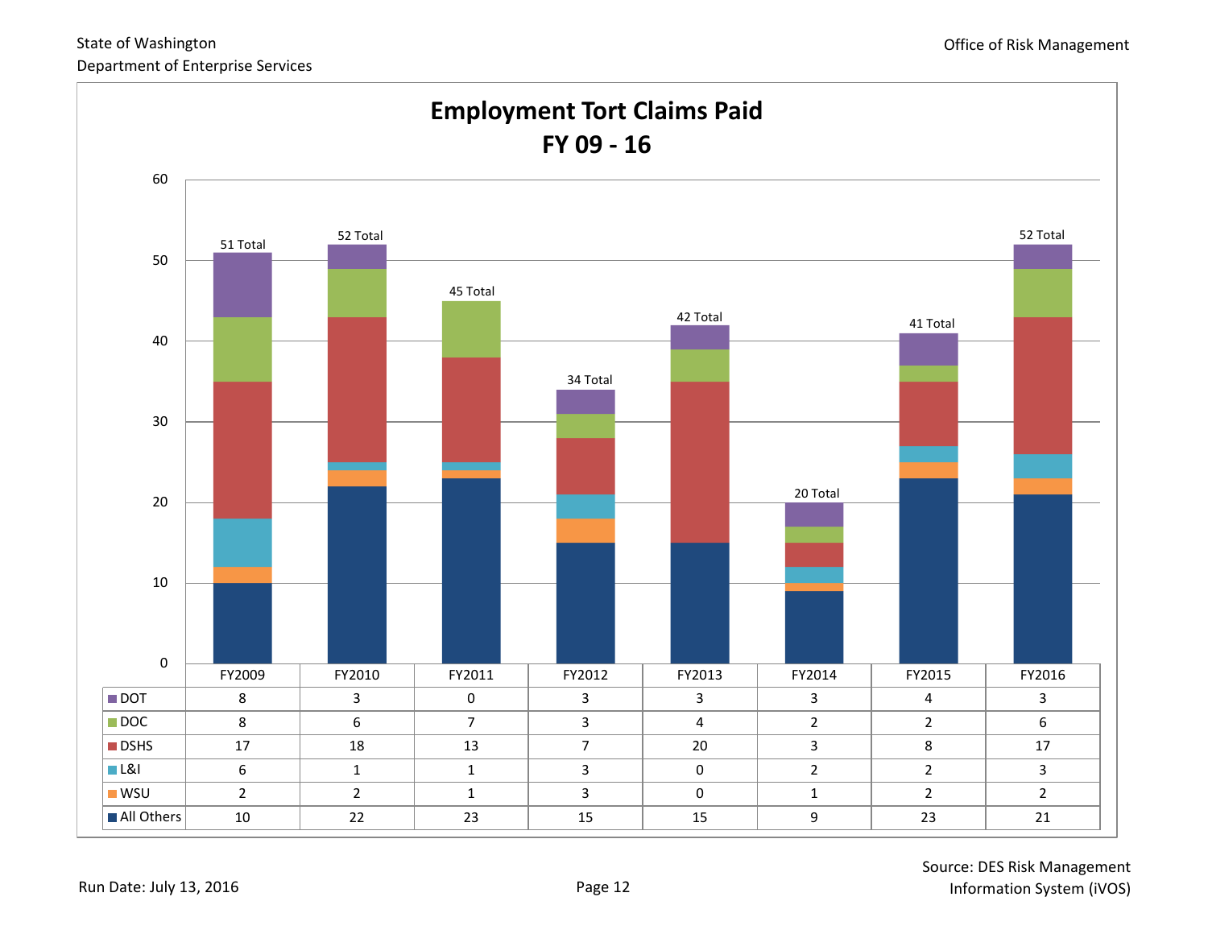State of Washington
Department of Enterprise Services

Office of Risk Management

## Employment Tort Claims Paid
## FY 09 - 16

| | FY2009 | FY2010 | FY2011 | FY2012 | FY2013 | FY2014 | FY2015 | FY2016 |
|---|---|---|---|---|---|---|---|---|
| DOT | 8 | 3 | 0 | 3 | 3 | 3 | 4 | 3 |
| DOC | 8 | 6 | 7 | 3 | 4 | 2 | 2 | 6 |
| DSHS | 17 | 18 | 13 | 7 | 20 | 3 | 8 | 17 |
| L&I | 6 | 1 | 1 | 3 | 0 | 2 | 2 | 3 |
| WSU | 2 | 2 | 1 | 3 | 0 | 1 | 2 | 2 |
| All Others | 10 | 22 | 23 | 15 | 15 | 9 | 23 | 21 |
| Total | 51 Total | 52 Total | 45 Total | 34 Total | 42 Total | 20 Total | 41 Total | 52 Total |

Run Date: July 13, 2016

Source: DES Risk Management Information System (iVOS)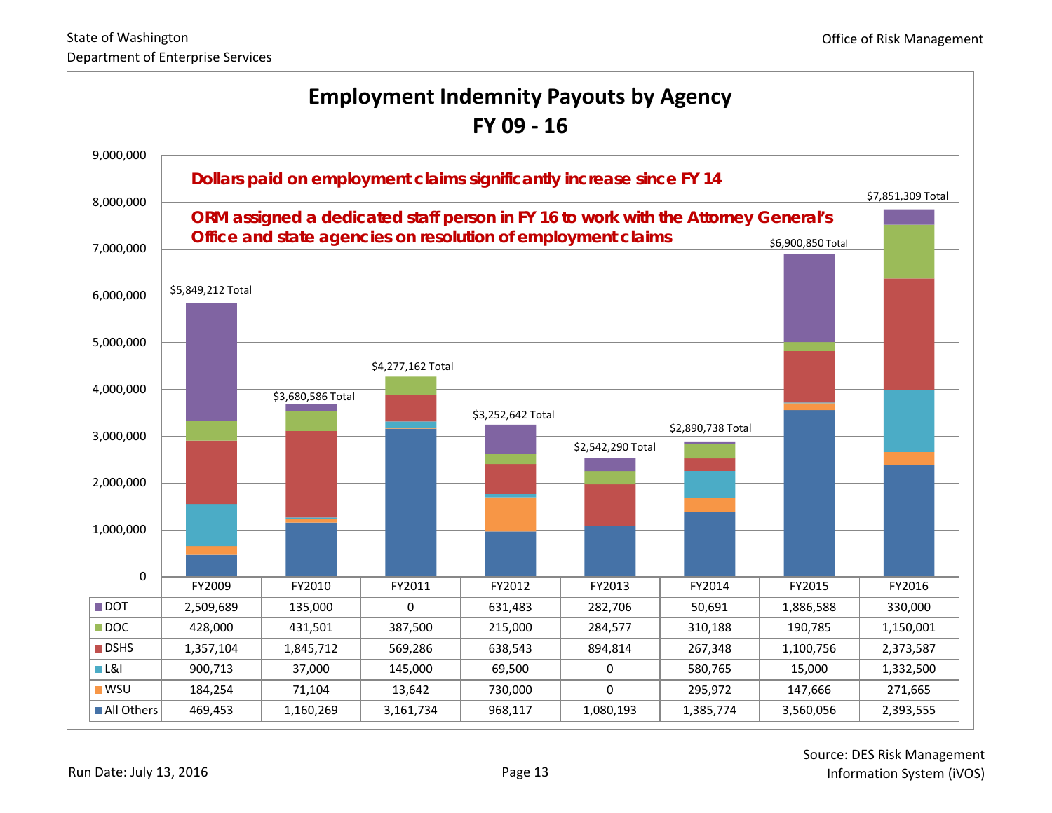# Employment Indemnity Payouts by Agency
## FY 09 - 16

**Dollars paid on employment claims significantly increase since FY 14**

**ORM assigned a dedicated staff person in FY 16 to work with the Attorney General's Office and state agencies on resolution of employment claims**

| | FY2009 | FY2010 | FY2011 | FY2012 | FY2013 | FY2014 | FY2015 | FY2016 |
|---|---|---|---|---|---|---|---|---|
| DOT | 2,509,689 | 135,000 | 0 | 631,483 | 282,706 | 50,691 | 1,886,588 | 330,000 |
| DOC | 428,000 | 431,501 | 387,500 | 215,000 | 284,577 | 310,188 | 190,785 | 1,150,001 |
| DSHS | 1,357,104 | 1,845,712 | 569,286 | 638,543 | 894,814 | 267,348 | 1,100,756 | 2,373,587 |
| L&I | 900,713 | 37,000 | 145,000 | 69,500 | 0 | 580,765 | 15,000 | 1,332,500 |
| WSU | 184,254 | 71,104 | 13,642 | 730,000 | 0 | 295,972 | 147,666 | 271,665 |
| All Others | 469,453 | 1,160,269 | 3,161,734 | 968,117 | 1,080,193 | 1,385,774 | 3,560,056 | 2,393,555 |
| Total | $5,849,212 | $3,680,586 | $4,277,162 | $3,252,642 | $2,542,290 | $2,890,738 | $6,900,850 | $7,851,309 |

Run Date: July 13, 2016

Source: DES Risk Management Information System (iVOS)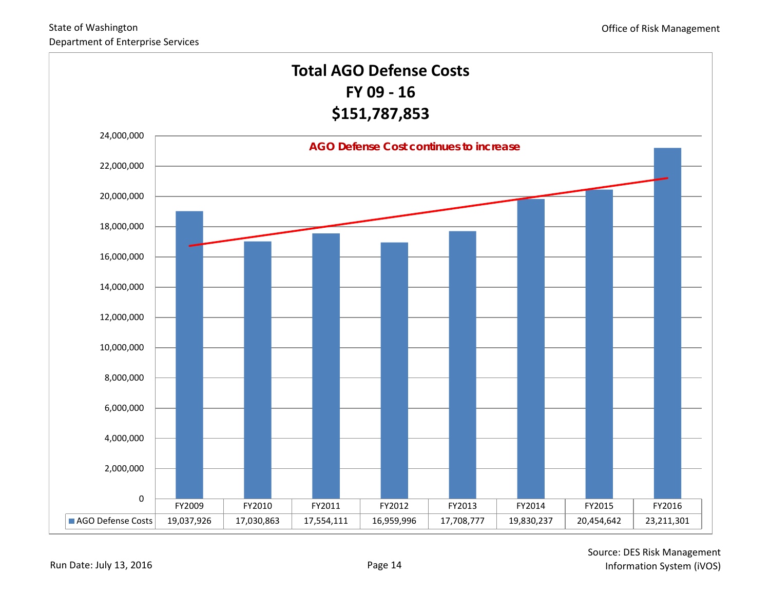# Total AGO Defense Costs
## FY 09 - 16
## $151,787,853

**AGO Defense Cost continues to increase**

| | FY2009 | FY2010 | FY2011 | FY2012 | FY2013 | FY2014 | FY2015 | FY2016 |
|---|---|---|---|---|---|---|---|---|
| AGO Defense Costs | 19,037,926 | 17,030,863 | 17,554,111 | 16,959,996 | 17,708,777 | 19,830,237 | 20,454,642 | 23,211,301 |

Run Date: July 13, 2016

Source: DES Risk Management Information System (iVOS)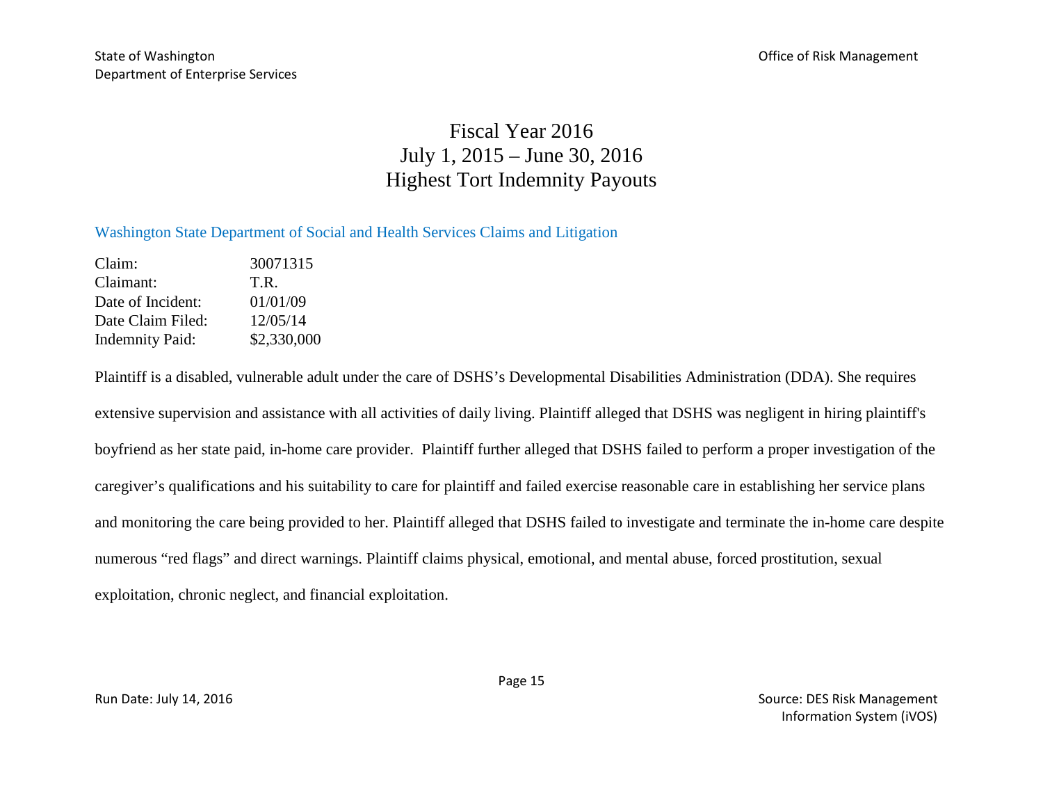# Fiscal Year 2016
# July 1, 2015 – June 30, 2016
# Highest Tort Indemnity Payouts

## Washington State Department of Social and Health Services Claims and Litigation

| | |
|---|---|
| Claim: | 30071315 |
| Claimant: | T.R. |
| Date of Incident: | 01/01/09 |
| Date Claim Filed: | 12/05/14 |
| Indemnity Paid: | $2,330,000 |

Plaintiff is a disabled, vulnerable adult under the care of DSHS's Developmental Disabilities Administration (DDA). She requires extensive supervision and assistance with all activities of daily living. Plaintiff alleged that DSHS was negligent in hiring plaintiff's boyfriend as her state paid, in-home care provider. Plaintiff further alleged that DSHS failed to perform a proper investigation of the caregiver's qualifications and his suitability to care for plaintiff and failed exercise reasonable care in establishing her service plans and monitoring the care being provided to her. Plaintiff alleged that DSHS failed to investigate and terminate the in-home care despite numerous "red flags" and direct warnings. Plaintiff claims physical, emotional, and mental abuse, forced prostitution, sexual exploitation, chronic neglect, and financial exploitation.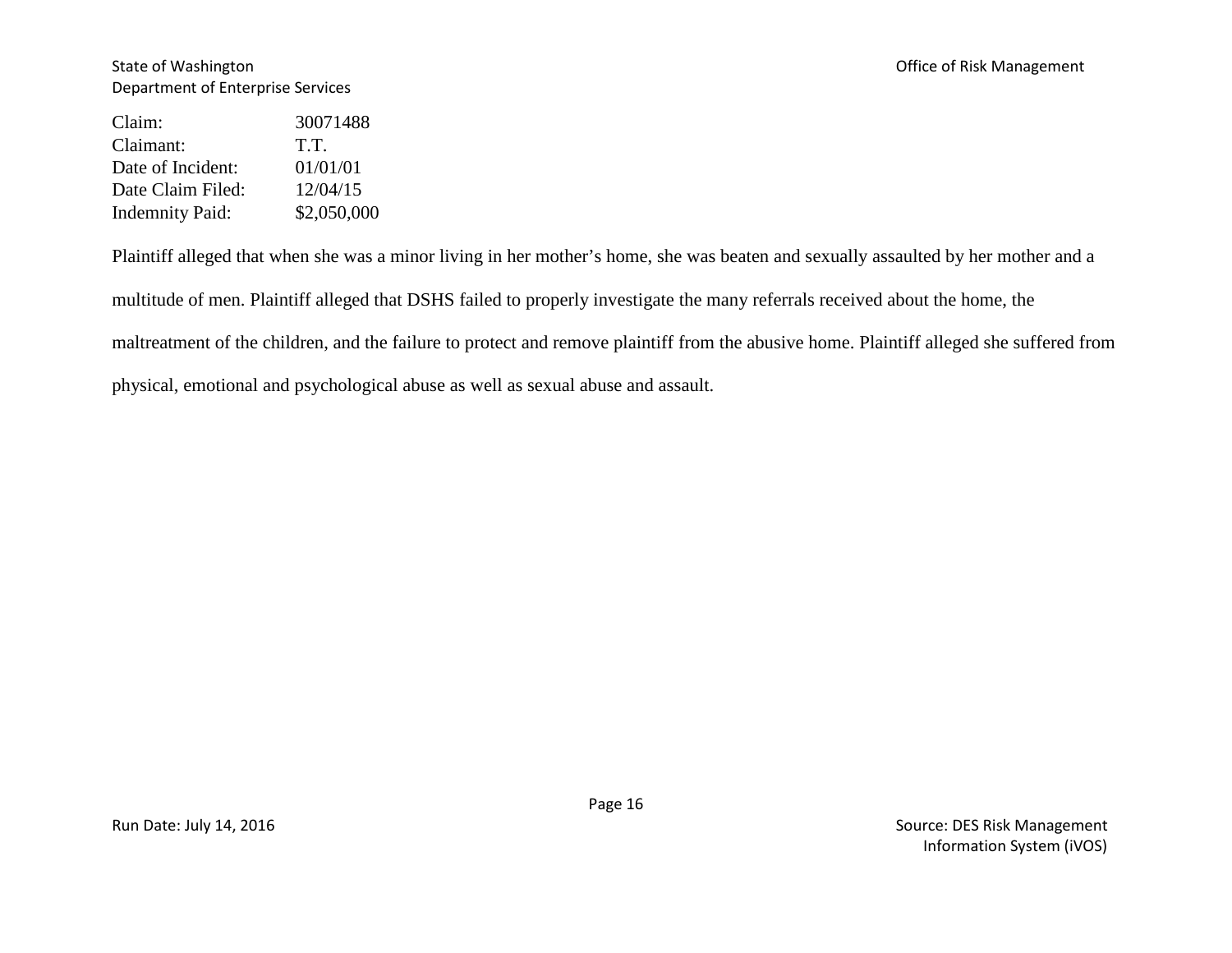Claim: 30071488
Claimant: T.T.
Date of Incident: 01/01/01
Date Claim Filed: 12/04/15
Indemnity Paid: $2,050,000

Plaintiff alleged that when she was a minor living in her mother's home, she was beaten and sexually assaulted by her mother and a multitude of men. Plaintiff alleged that DSHS failed to properly investigate the many referrals received about the home, the maltreatment of the children, and the failure to protect and remove plaintiff from the abusive home. Plaintiff alleged she suffered from physical, emotional and psychological abuse as well as sexual abuse and assault.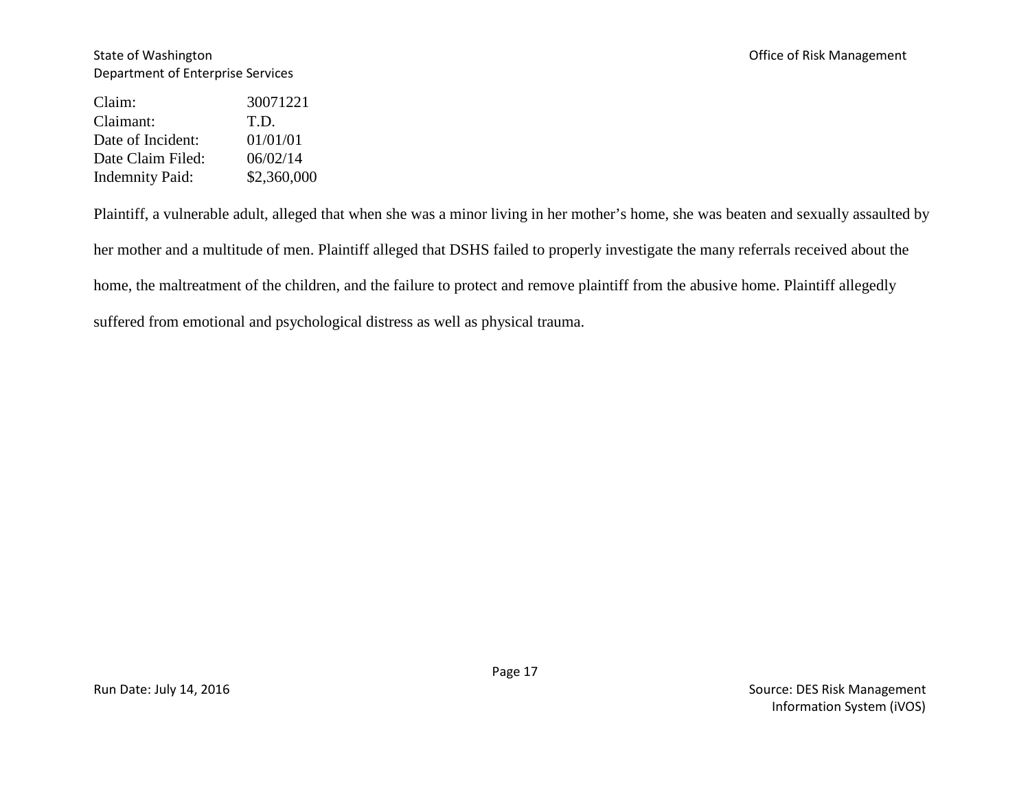| | |
|---|---|
| Claim: | 30071221 |
| Claimant: | T.D. |
| Date of Incident: | 01/01/01 |
| Date Claim Filed: | 06/02/14 |
| Indemnity Paid: | \$2,360,000 |

Plaintiff, a vulnerable adult, alleged that when she was a minor living in her mother's home, she was beaten and sexually assaulted by her mother and a multitude of men. Plaintiff alleged that DSHS failed to properly investigate the many referrals received about the home, the maltreatment of the children, and the failure to protect and remove plaintiff from the abusive home. Plaintiff allegedly suffered from emotional and psychological distress as well as physical trauma.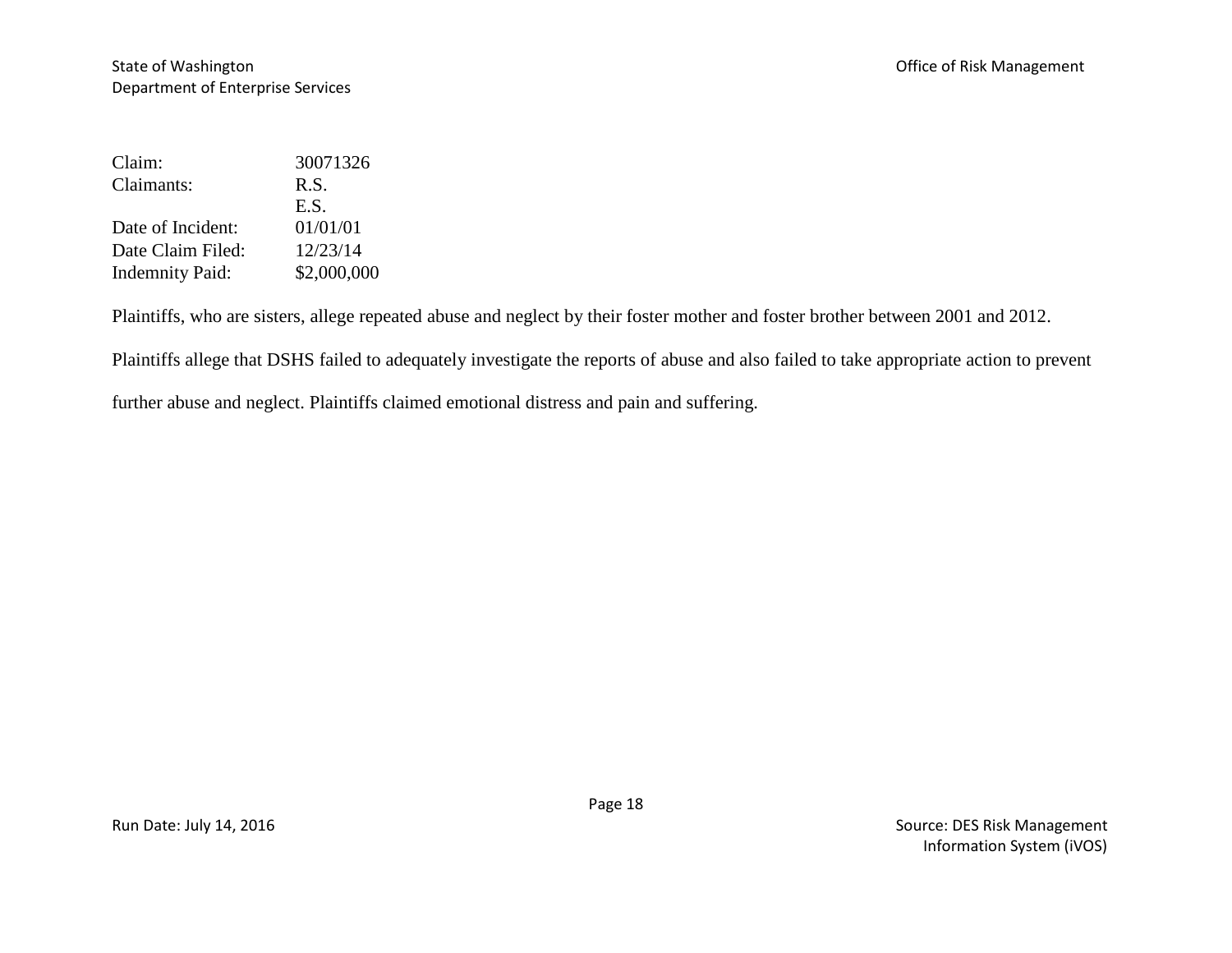Claim: 30071326
Claimants: R.S.
E.S.
Date of Incident: 01/01/01
Date Claim Filed: 12/23/14
Indemnity Paid: $2,000,000

Plaintiffs, who are sisters, allege repeated abuse and neglect by their foster mother and foster brother between 2001 and 2012.

Plaintiffs allege that DSHS failed to adequately investigate the reports of abuse and also failed to take appropriate action to prevent further abuse and neglect. Plaintiffs claimed emotional distress and pain and suffering.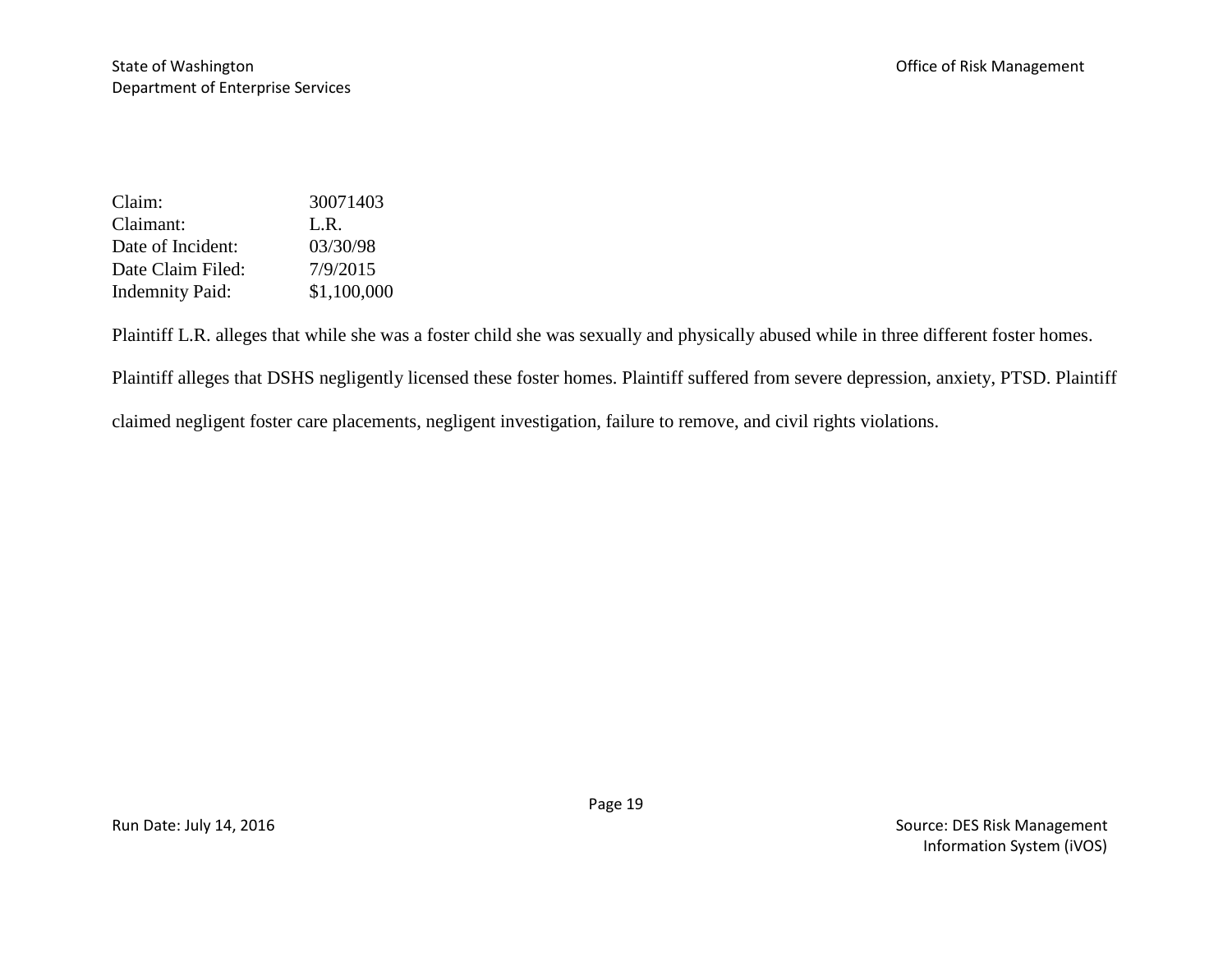| | |
|---|---|
| Claim: | 30071403 |
| Claimant: | L.R. |
| Date of Incident: | 03/30/98 |
| Date Claim Filed: | 7/9/2015 |
| Indemnity Paid: | $1,100,000 |

Plaintiff L.R. alleges that while she was a foster child she was sexually and physically abused while in three different foster homes. Plaintiff alleges that DSHS negligently licensed these foster homes. Plaintiff suffered from severe depression, anxiety, PTSD. Plaintiff claimed negligent foster care placements, negligent investigation, failure to remove, and civil rights violations.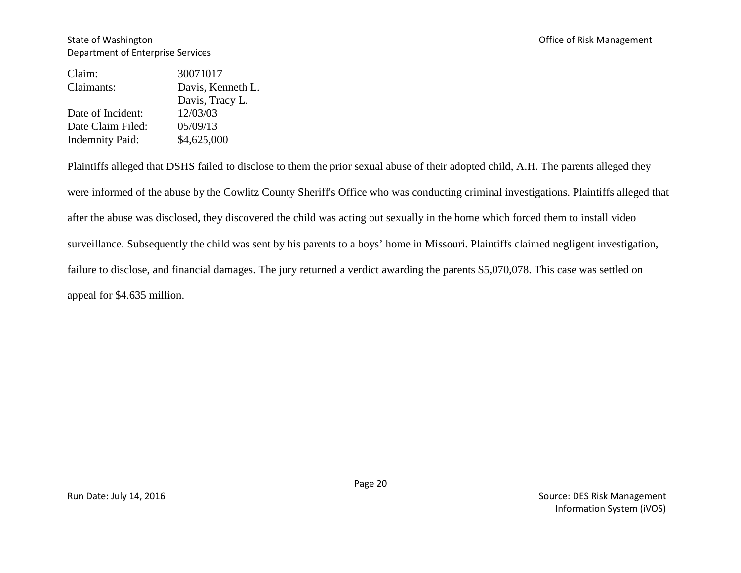| | |
|---|---|
| Claim: | 30071017 |
| Claimants: | Davis, Kenneth L.<br>Davis, Tracy L. |
| Date of Incident: | 12/03/03 |
| Date Claim Filed: | 05/09/13 |
| Indemnity Paid: | $4,625,000 |

Plaintiffs alleged that DSHS failed to disclose to them the prior sexual abuse of their adopted child, A.H. The parents alleged they were informed of the abuse by the Cowlitz County Sheriff's Office who was conducting criminal investigations. Plaintiffs alleged that after the abuse was disclosed, they discovered the child was acting out sexually in the home which forced them to install video surveillance. Subsequently the child was sent by his parents to a boys' home in Missouri. Plaintiffs claimed negligent investigation, failure to disclose, and financial damages. The jury returned a verdict awarding the parents $5,070,078. This case was settled on appeal for $4.635 million.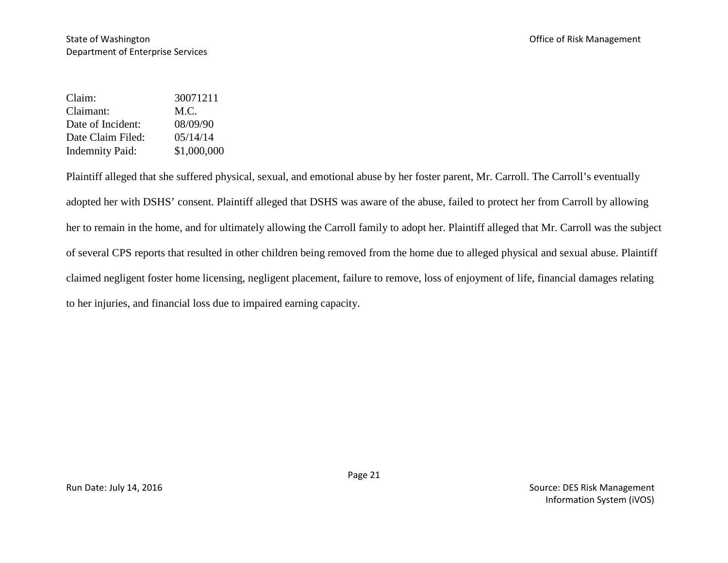| | |
|---|---|
| Claim: | 30071211 |
| Claimant: | M.C. |
| Date of Incident: | 08/09/90 |
| Date Claim Filed: | 05/14/14 |
| Indemnity Paid: | $1,000,000 |

Plaintiff alleged that she suffered physical, sexual, and emotional abuse by her foster parent, Mr. Carroll. The Carroll's eventually adopted her with DSHS' consent. Plaintiff alleged that DSHS was aware of the abuse, failed to protect her from Carroll by allowing her to remain in the home, and for ultimately allowing the Carroll family to adopt her. Plaintiff alleged that Mr. Carroll was the subject of several CPS reports that resulted in other children being removed from the home due to alleged physical and sexual abuse. Plaintiff claimed negligent foster home licensing, negligent placement, failure to remove, loss of enjoyment of life, financial damages relating to her injuries, and financial loss due to impaired earning capacity.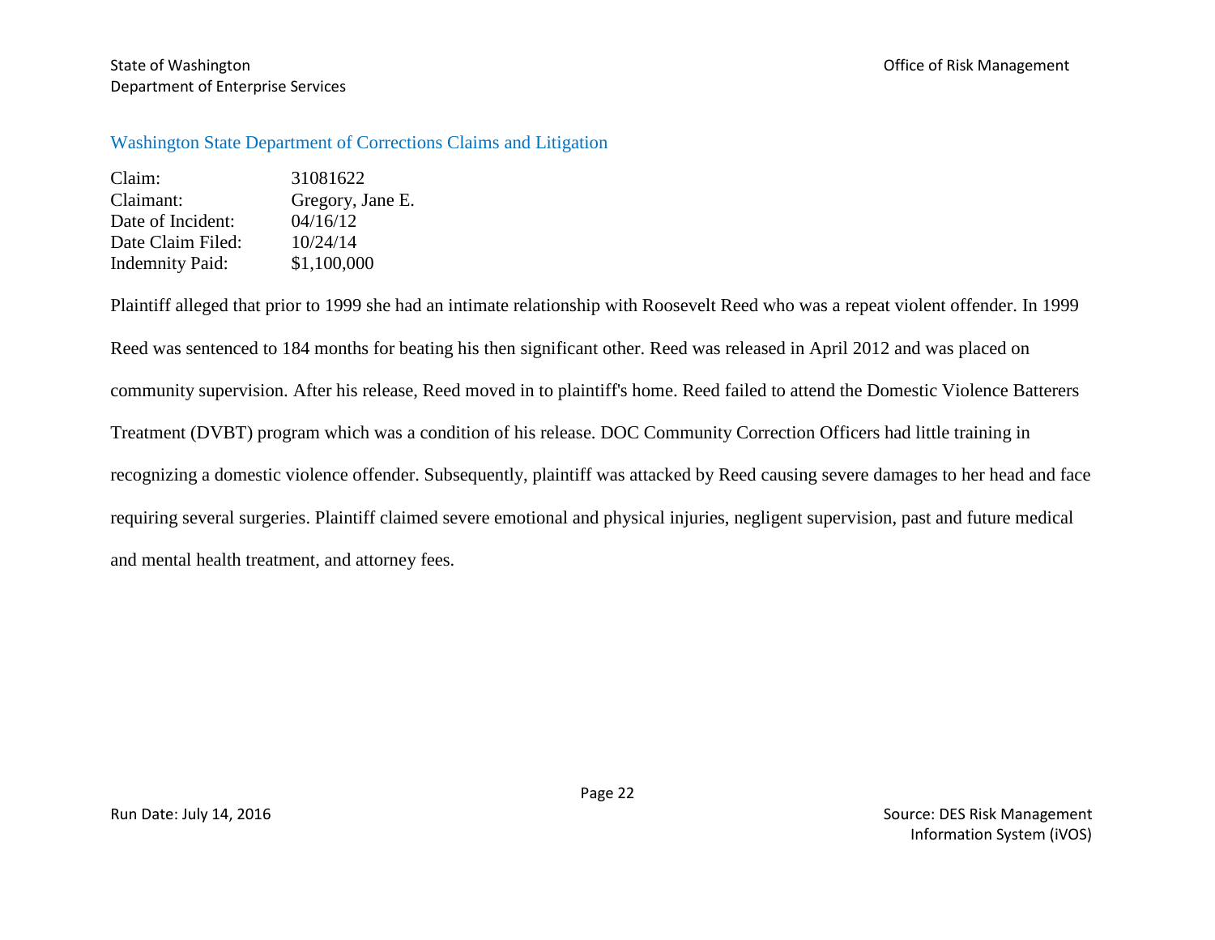## Washington State Department of Corrections Claims and Litigation

Claim: 31081622
Claimant: Gregory, Jane E.
Date of Incident: 04/16/12
Date Claim Filed: 10/24/14
Indemnity Paid: $1,100,000

Plaintiff alleged that prior to 1999 she had an intimate relationship with Roosevelt Reed who was a repeat violent offender. In 1999 Reed was sentenced to 184 months for beating his then significant other. Reed was released in April 2012 and was placed on community supervision. After his release, Reed moved in to plaintiff's home. Reed failed to attend the Domestic Violence Batterers Treatment (DVBT) program which was a condition of his release. DOC Community Correction Officers had little training in recognizing a domestic violence offender. Subsequently, plaintiff was attacked by Reed causing severe damages to her head and face requiring several surgeries. Plaintiff claimed severe emotional and physical injuries, negligent supervision, past and future medical and mental health treatment, and attorney fees.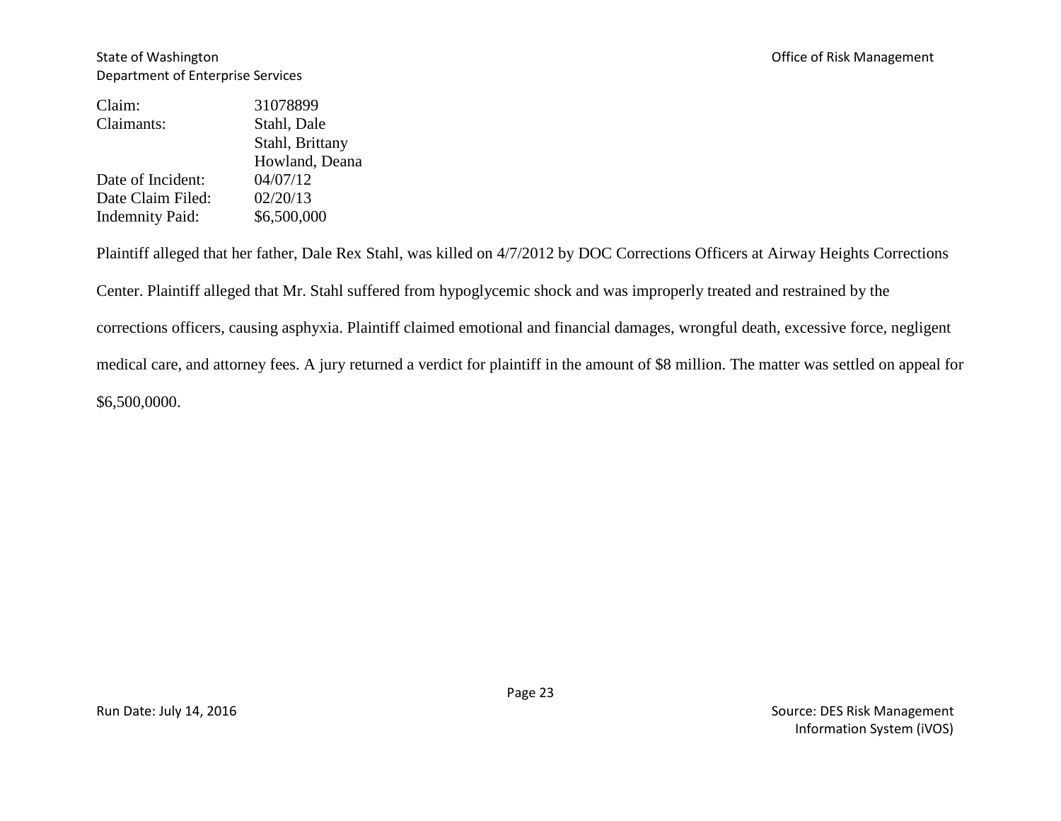| | |
|---|---|
| Claim: | 31078899 |
| Claimants: | Stahl, Dale<br>Stahl, Brittany<br>Howland, Deana |
| Date of Incident: | 04/07/12 |
| Date Claim Filed: | 02/20/13 |
| Indemnity Paid: | $6,500,000 |

Plaintiff alleged that her father, Dale Rex Stahl, was killed on 4/7/2012 by DOC Corrections Officers at Airway Heights Corrections Center. Plaintiff alleged that Mr. Stahl suffered from hypoglycemic shock and was improperly treated and restrained by the corrections officers, causing asphyxia. Plaintiff claimed emotional and financial damages, wrongful death, excessive force, negligent medical care, and attorney fees. A jury returned a verdict for plaintiff in the amount of $8 million. The matter was settled on appeal for $6,500,0000.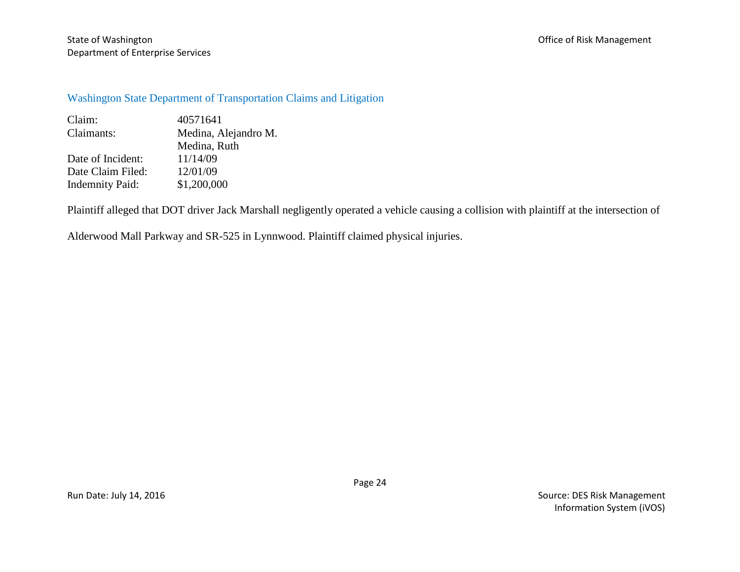## Washington State Department of Transportation Claims and Litigation

| | |
|---|---|
| Claim: | 40571641 |
| Claimants: | Medina, Alejandro M. |
| | Medina, Ruth |
| Date of Incident: | 11/14/09 |
| Date Claim Filed: | 12/01/09 |
| Indemnity Paid: | $1,200,000 |

Plaintiff alleged that DOT driver Jack Marshall negligently operated a vehicle causing a collision with plaintiff at the intersection of Alderwood Mall Parkway and SR-525 in Lynnwood. Plaintiff claimed physical injuries.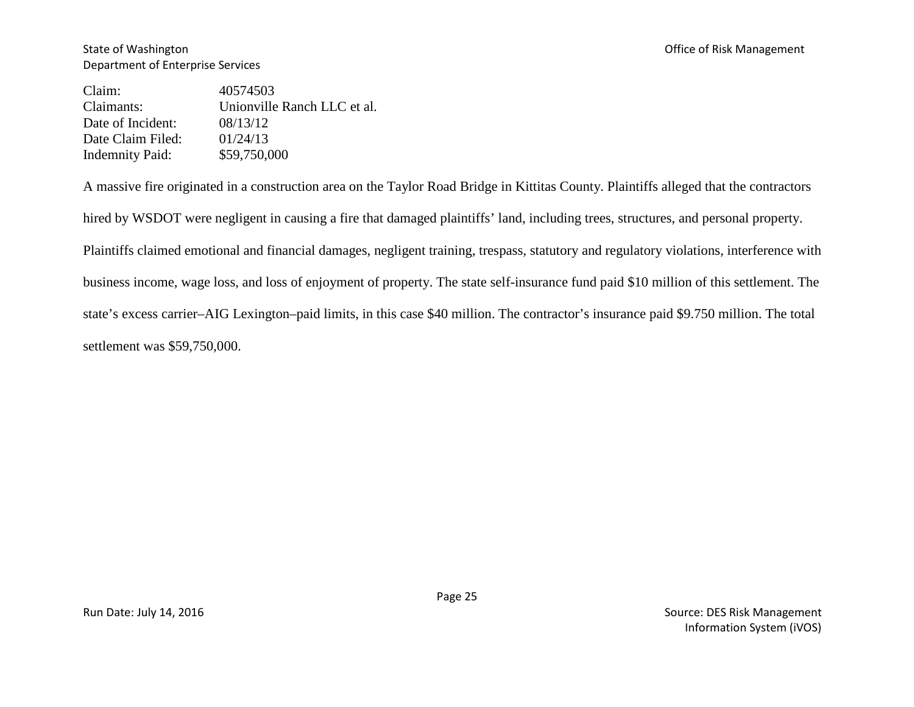| | |
|---|---|
| Claim: | 40574503 |
| Claimants: | Unionville Ranch LLC et al. |
| Date of Incident: | 08/13/12 |
| Date Claim Filed: | 01/24/13 |
| Indemnity Paid: | $59,750,000 |

A massive fire originated in a construction area on the Taylor Road Bridge in Kittitas County. Plaintiffs alleged that the contractors hired by WSDOT were negligent in causing a fire that damaged plaintiffs' land, including trees, structures, and personal property. Plaintiffs claimed emotional and financial damages, negligent training, trespass, statutory and regulatory violations, interference with business income, wage loss, and loss of enjoyment of property. The state self-insurance fund paid $10 million of this settlement. The state's excess carrier–AIG Lexington–paid limits, in this case $40 million. The contractor's insurance paid $9.750 million. The total settlement was $59,750,000.